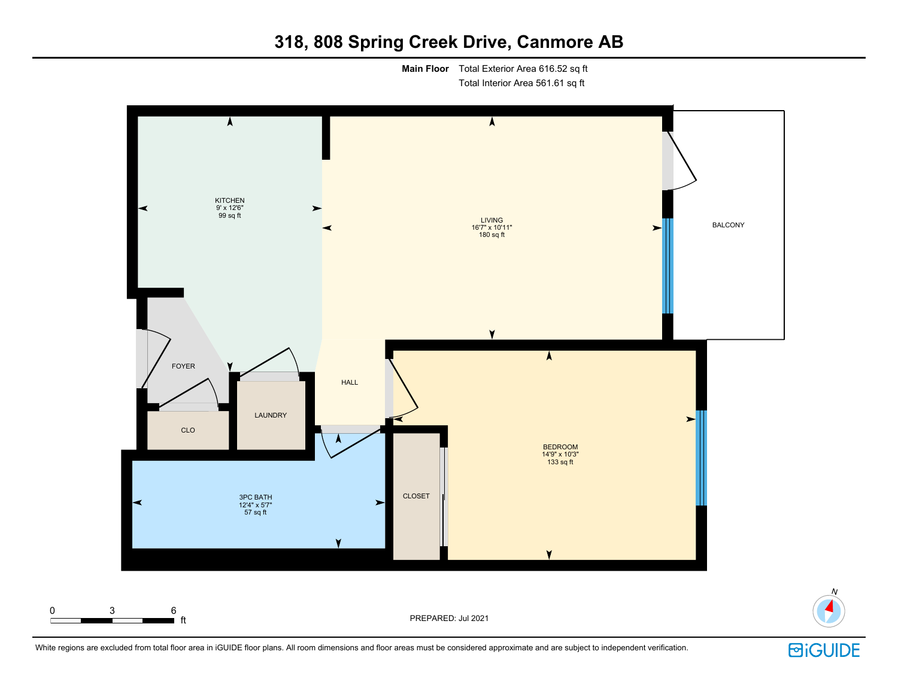# 318, 808 Spring Creek Drive, Canmore AB

**Main Floor** Total Exterior Area 616.52 sq ft
Total Interior Area 561.61 sq ft

KITCHEN
9' x 12'6"
99 sq ft

LIVING
16'7" x 10'11"
180 sq ft

BALCONY

FOYER

HALL

LAUNDRY

CLO

BEDROOM
14'9" x 10'3"
133 sq ft

3PC BATH
12'4" x 5'7"
57 sq ft

CLOSET

0 3 6 ft

PREPARED: Jul 2021

N

White regions are excluded from total floor area in iGUIDE floor plans. All room dimensions and floor areas must be considered approximate and are subject to independent verification.

iGUIDE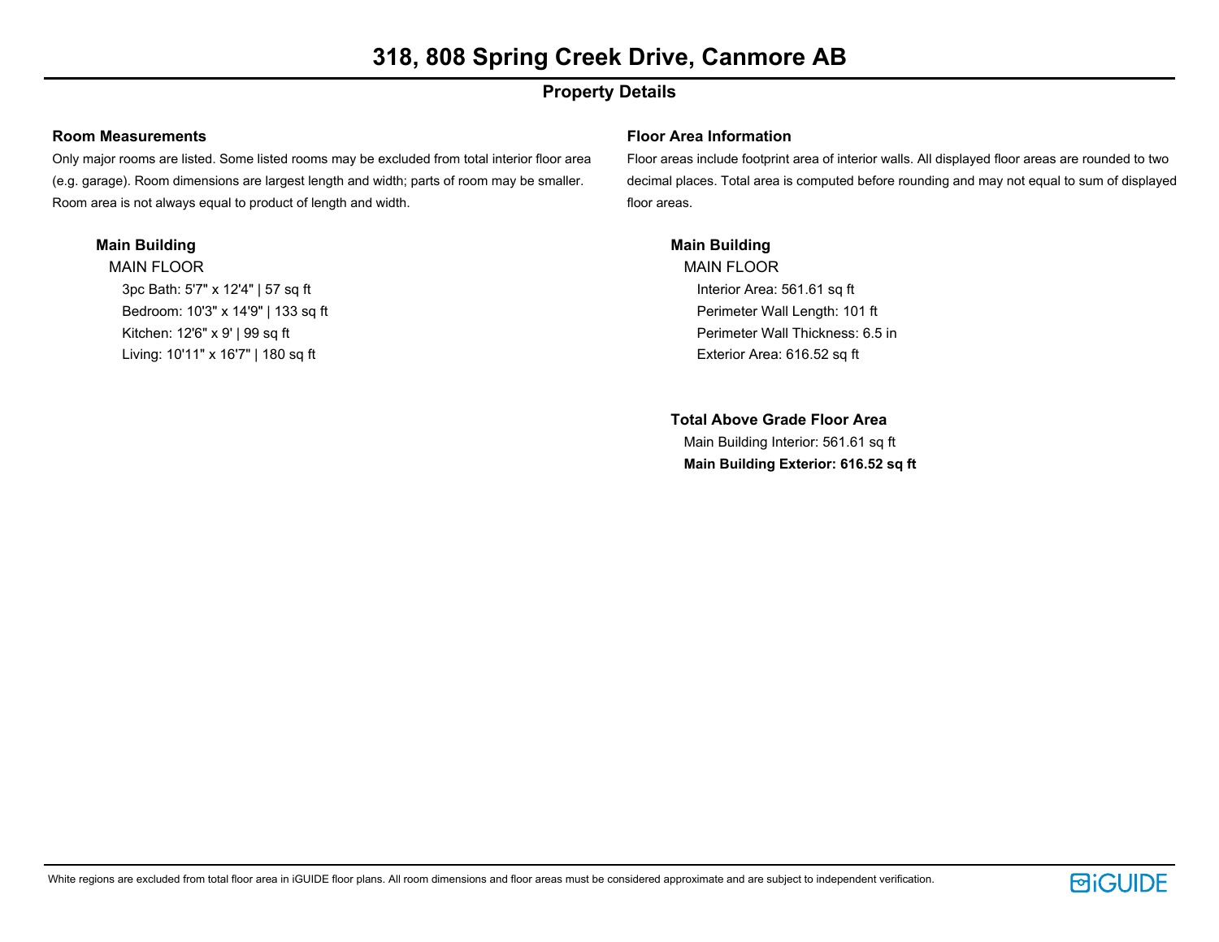# 318, 808 Spring Creek Drive, Canmore AB

## Property Details

### Room Measurements

Only major rooms are listed. Some listed rooms may be excluded from total interior floor area (e.g. garage). Room dimensions are largest length and width; parts of room may be smaller. Room area is not always equal to product of length and width.

**Main Building**

MAIN FLOOR

- 3pc Bath: 5'7" x 12'4" | 57 sq ft
- Bedroom: 10'3" x 14'9" | 133 sq ft
- Kitchen: 12'6" x 9' | 99 sq ft
- Living: 10'11" x 16'7" | 180 sq ft

### Floor Area Information

Floor areas include footprint area of interior walls. All displayed floor areas are rounded to two decimal places. Total area is computed before rounding and may not equal to sum of displayed floor areas.

**Main Building**

MAIN FLOOR

- Interior Area: 561.61 sq ft
- Perimeter Wall Length: 101 ft
- Perimeter Wall Thickness: 6.5 in
- Exterior Area: 616.52 sq ft

**Total Above Grade Floor Area**

Main Building Interior: 561.61 sq ft

**Main Building Exterior: 616.52 sq ft**

White regions are excluded from total floor area in iGUIDE floor plans. All room dimensions and floor areas must be considered approximate and are subject to independent verification.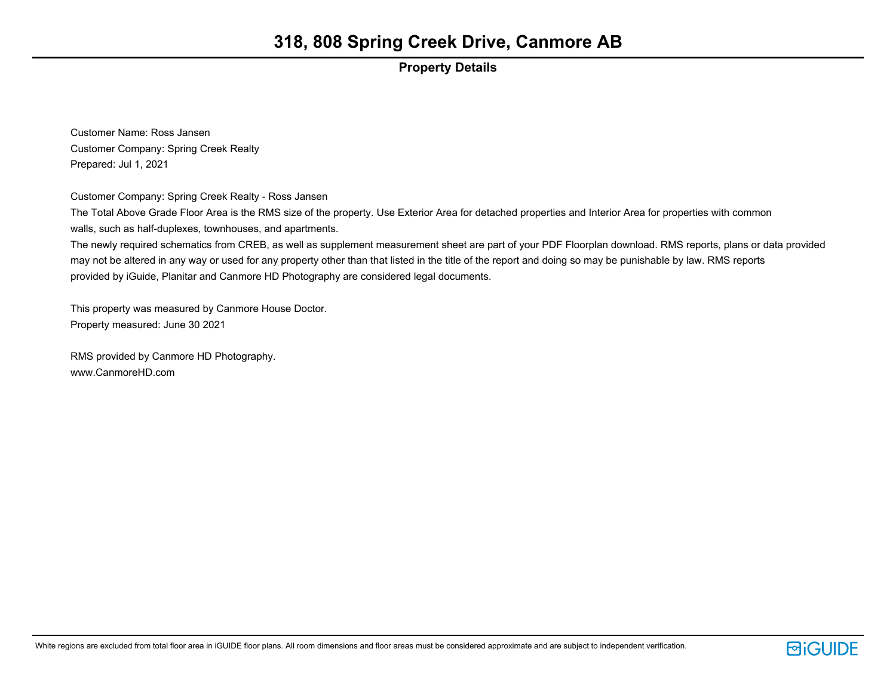# 318, 808 Spring Creek Drive, Canmore AB

## Property Details

Customer Name: Ross Jansen
Customer Company: Spring Creek Realty
Prepared: Jul 1, 2021

Customer Company: Spring Creek Realty - Ross Jansen
The Total Above Grade Floor Area is the RMS size of the property. Use Exterior Area for detached properties and Interior Area for properties with common walls, such as half-duplexes, townhouses, and apartments.
The newly required schematics from CREB, as well as supplement measurement sheet are part of your PDF Floorplan download. RMS reports, plans or data provided may not be altered in any way or used for any property other than that listed in the title of the report and doing so may be punishable by law. RMS reports provided by iGuide, Planitar and Canmore HD Photography are considered legal documents.

This property was measured by Canmore House Doctor.
Property measured: June 30 2021

RMS provided by Canmore HD Photography.
www.CanmoreHD.com

White regions are excluded from total floor area in iGUIDE floor plans. All room dimensions and floor areas must be considered approximate and are subject to independent verification.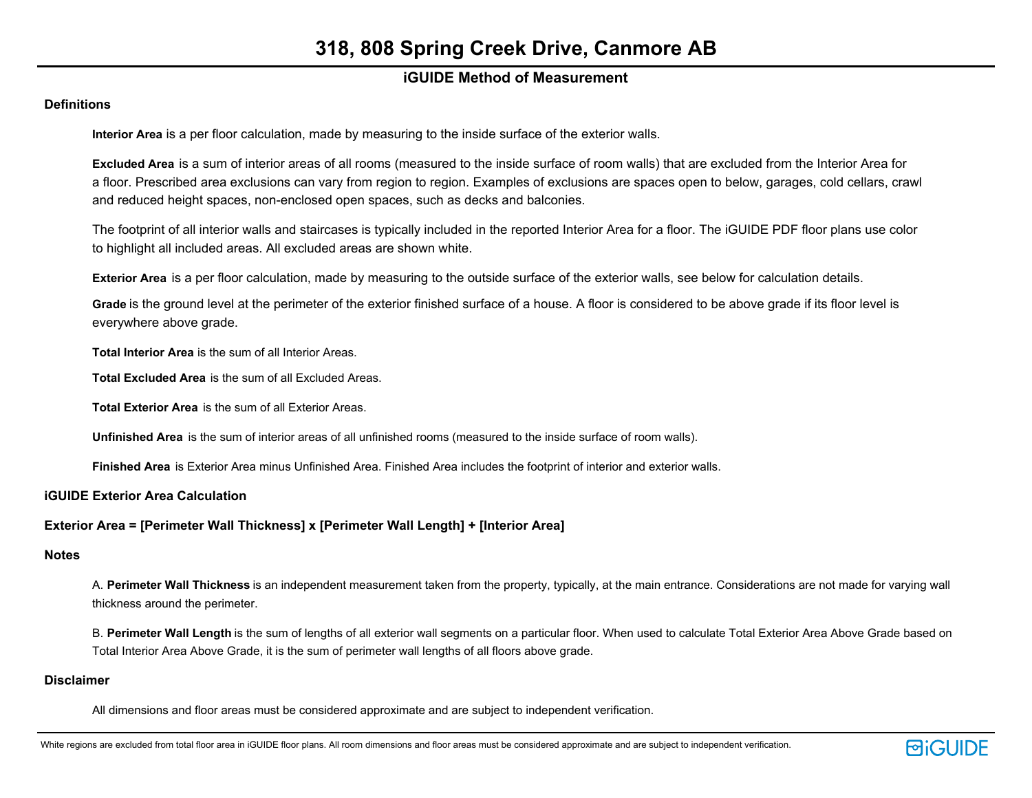# 318, 808 Spring Creek Drive, Canmore AB

## iGUIDE Method of Measurement

### Definitions

**Interior Area** is a per floor calculation, made by measuring to the inside surface of the exterior walls.

**Excluded Area** is a sum of interior areas of all rooms (measured to the inside surface of room walls) that are excluded from the Interior Area for a floor. Prescribed area exclusions can vary from region to region. Examples of exclusions are spaces open to below, garages, cold cellars, crawl and reduced height spaces, non-enclosed open spaces, such as decks and balconies.

The footprint of all interior walls and staircases is typically included in the reported Interior Area for a floor. The iGUIDE PDF floor plans use color to highlight all included areas. All excluded areas are shown white.

**Exterior Area** is a per floor calculation, made by measuring to the outside surface of the exterior walls, see below for calculation details.

**Grade** is the ground level at the perimeter of the exterior finished surface of a house. A floor is considered to be above grade if its floor level is everywhere above grade.

**Total Interior Area** is the sum of all Interior Areas.

**Total Excluded Area** is the sum of all Excluded Areas.

**Total Exterior Area** is the sum of all Exterior Areas.

**Unfinished Area** is the sum of interior areas of all unfinished rooms (measured to the inside surface of room walls).

**Finished Area** is Exterior Area minus Unfinished Area. Finished Area includes the footprint of interior and exterior walls.

### iGUIDE Exterior Area Calculation

**Exterior Area = [Perimeter Wall Thickness] x [Perimeter Wall Length] + [Interior Area]**

### Notes

A. **Perimeter Wall Thickness** is an independent measurement taken from the property, typically, at the main entrance. Considerations are not made for varying wall thickness around the perimeter.

B. **Perimeter Wall Length** is the sum of lengths of all exterior wall segments on a particular floor. When used to calculate Total Exterior Area Above Grade based on Total Interior Area Above Grade, it is the sum of perimeter wall lengths of all floors above grade.

### Disclaimer

All dimensions and floor areas must be considered approximate and are subject to independent verification.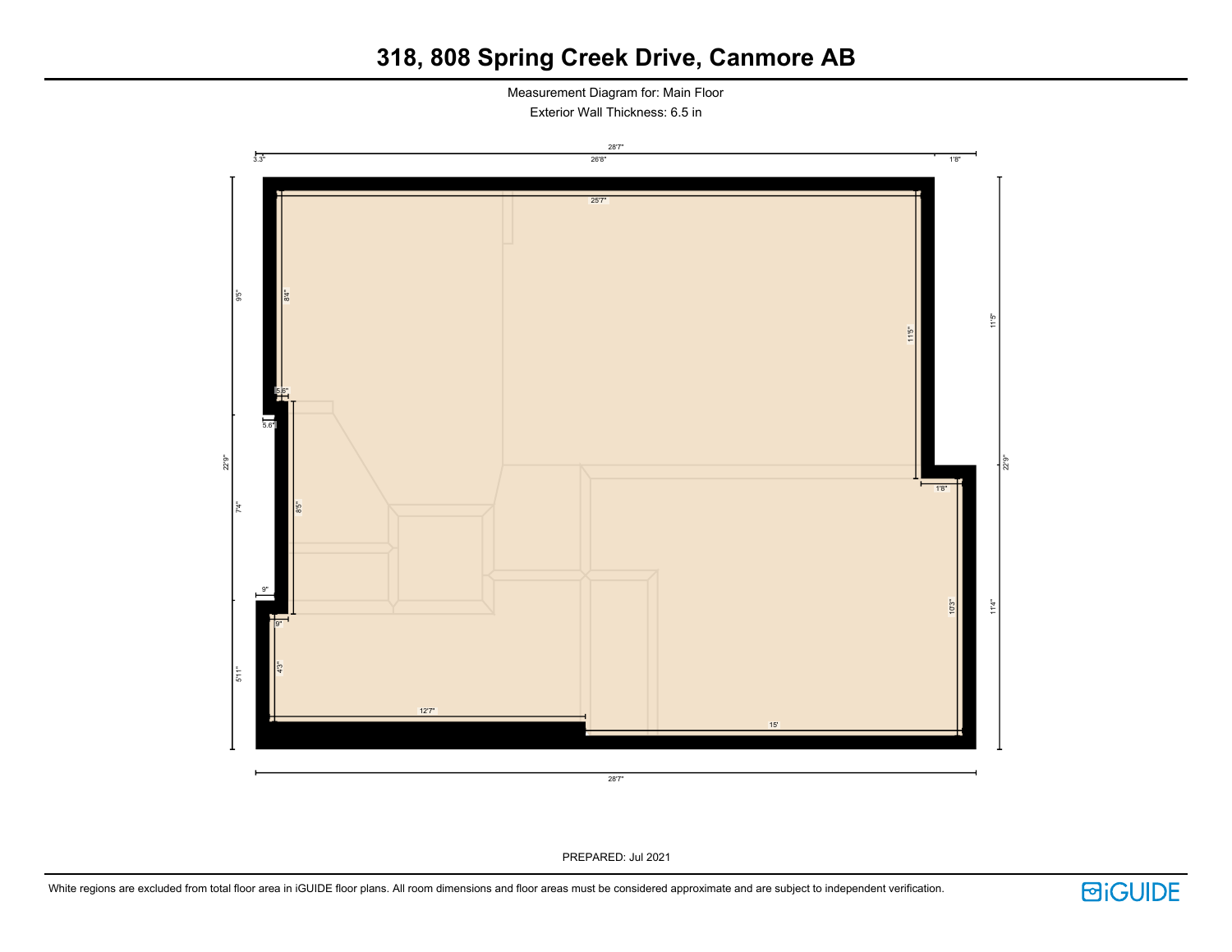# 318, 808 Spring Creek Drive, Canmore AB

Measurement Diagram for: Main Floor

Exterior Wall Thickness: 6.5 in

28'7"

3.3"

26'8"

1'8"

25'7"

9'5"

8'4"

11'5"

11'5"

5.6"

5.6"

22'9"

22'9"

1'8"

8'5"

7'4"

9"

9"

10'3"

11'4"

5'11"

4'3"

12'7"

15'

28'7"

PREPARED: Jul 2021

White regions are excluded from total floor area in iGUIDE floor plans. All room dimensions and floor areas must be considered approximate and are subject to independent verification.

iGUIDE